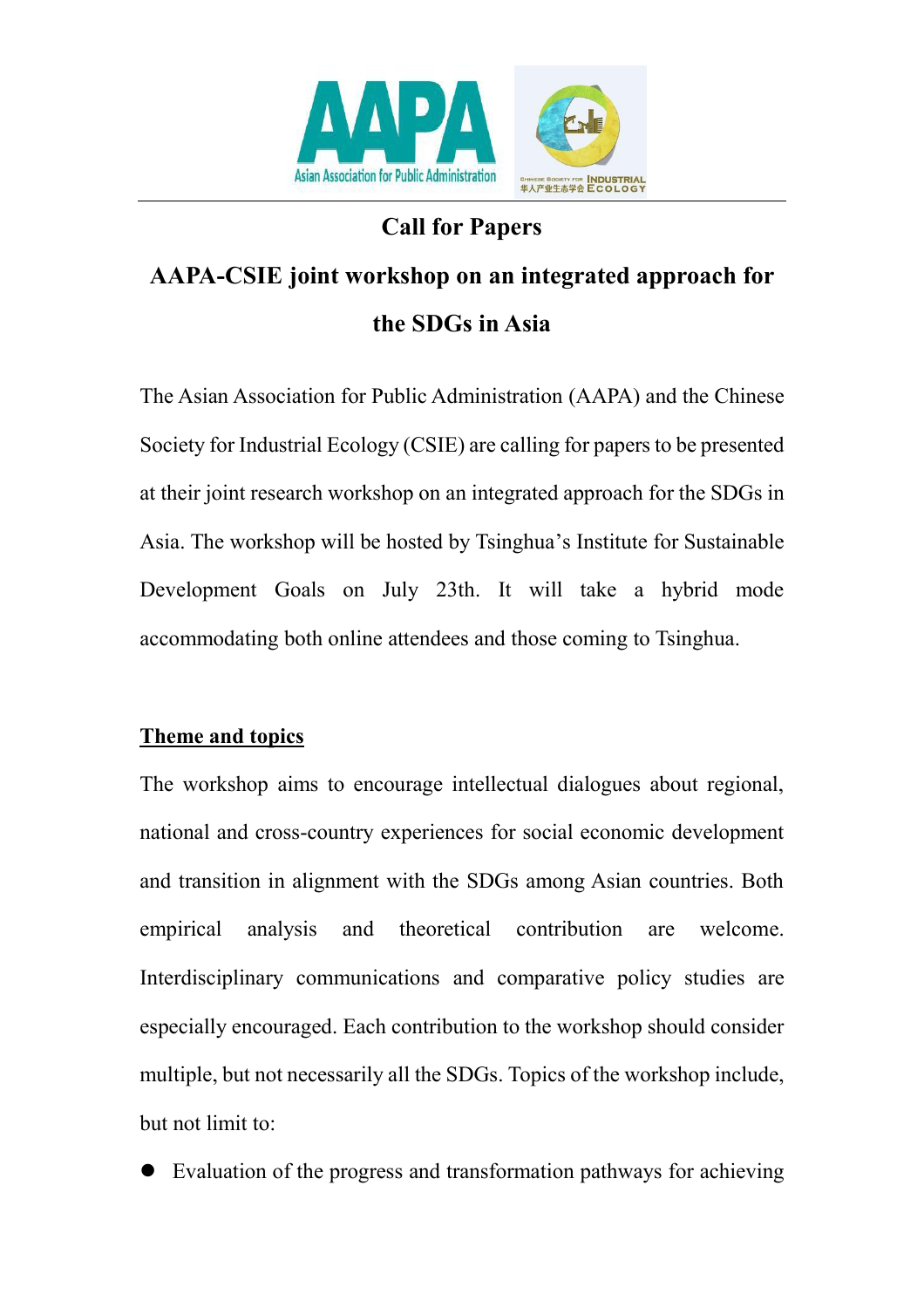# Call for Papers

## AAPA-CSIE joint workshop on an integrated approach for the SDGs in Asia

The Asian Association for Public Administration (AAPA) and the Chinese Society for Industrial Ecology (CSIE) are calling for papers to be presented at their joint research workshop on an integrated approach for the SDGs in Asia. The workshop will be hosted by Tsinghua's Institute for Sustainable Development Goals on July 23th. It will take a hybrid mode accommodating both online attendees and those coming to Tsinghua.

### Theme and topics

The workshop aims to encourage intellectual dialogues about regional, national and cross-country experiences for social economic development and transition in alignment with the SDGs among Asian countries. Both empirical analysis and theoretical contribution are welcome. Interdisciplinary communications and comparative policy studies are especially encouraged. Each contribution to the workshop should consider multiple, but not necessarily all the SDGs. Topics of the workshop include, but not limit to:

- Evaluation of the progress and transformation pathways for achieving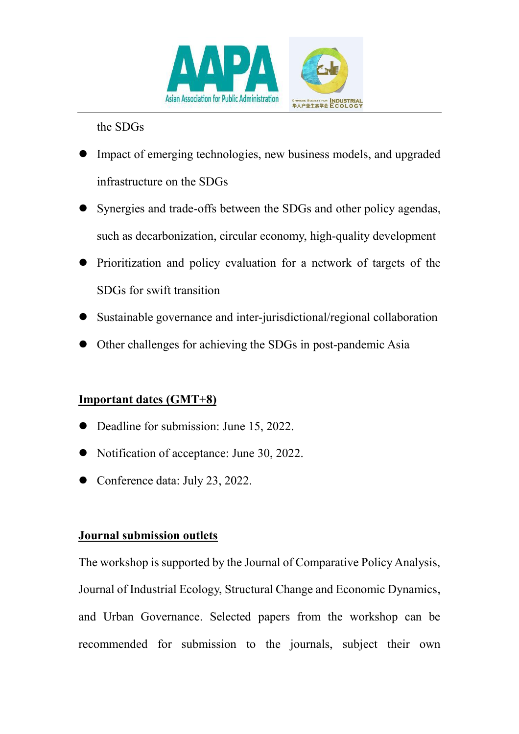the SDGs

- Impact of emerging technologies, new business models, and upgraded infrastructure on the SDGs
- Synergies and trade-offs between the SDGs and other policy agendas, such as decarbonization, circular economy, high-quality development
- Prioritization and policy evaluation for a network of targets of the SDGs for swift transition
- Sustainable governance and inter-jurisdictional/regional collaboration
- Other challenges for achieving the SDGs in post-pandemic Asia

**Important dates (GMT+8)**

- Deadline for submission: June 15, 2022.
- Notification of acceptance: June 30, 2022.
- Conference data: July 23, 2022.

**Journal submission outlets**

The workshop is supported by the Journal of Comparative Policy Analysis, Journal of Industrial Ecology, Structural Change and Economic Dynamics, and Urban Governance. Selected papers from the workshop can be recommended for submission to the journals, subject their own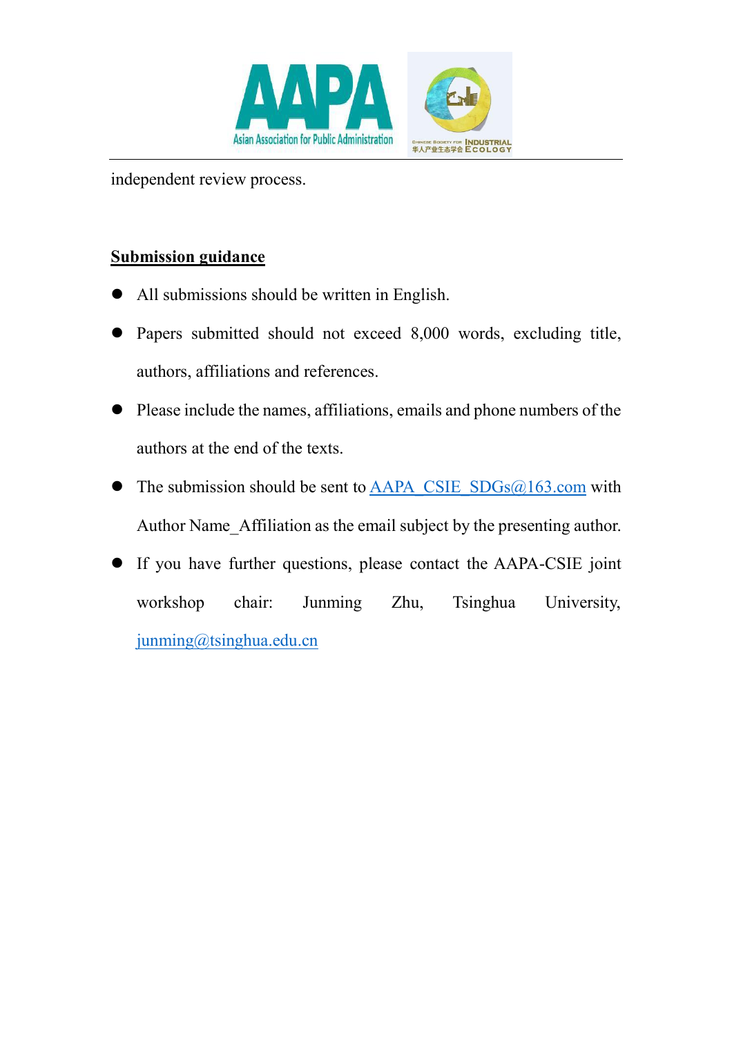independent review process.

## Submission guidance

- All submissions should be written in English.
- Papers submitted should not exceed 8,000 words, excluding title, authors, affiliations and references.
- Please include the names, affiliations, emails and phone numbers of the authors at the end of the texts.
- The submission should be sent to AAPA_CSIE_SDGs@163.com with Author Name_Affiliation as the email subject by the presenting author.
- If you have further questions, please contact the AAPA-CSIE joint workshop chair: Junming Zhu, Tsinghua University, junming@tsinghua.edu.cn